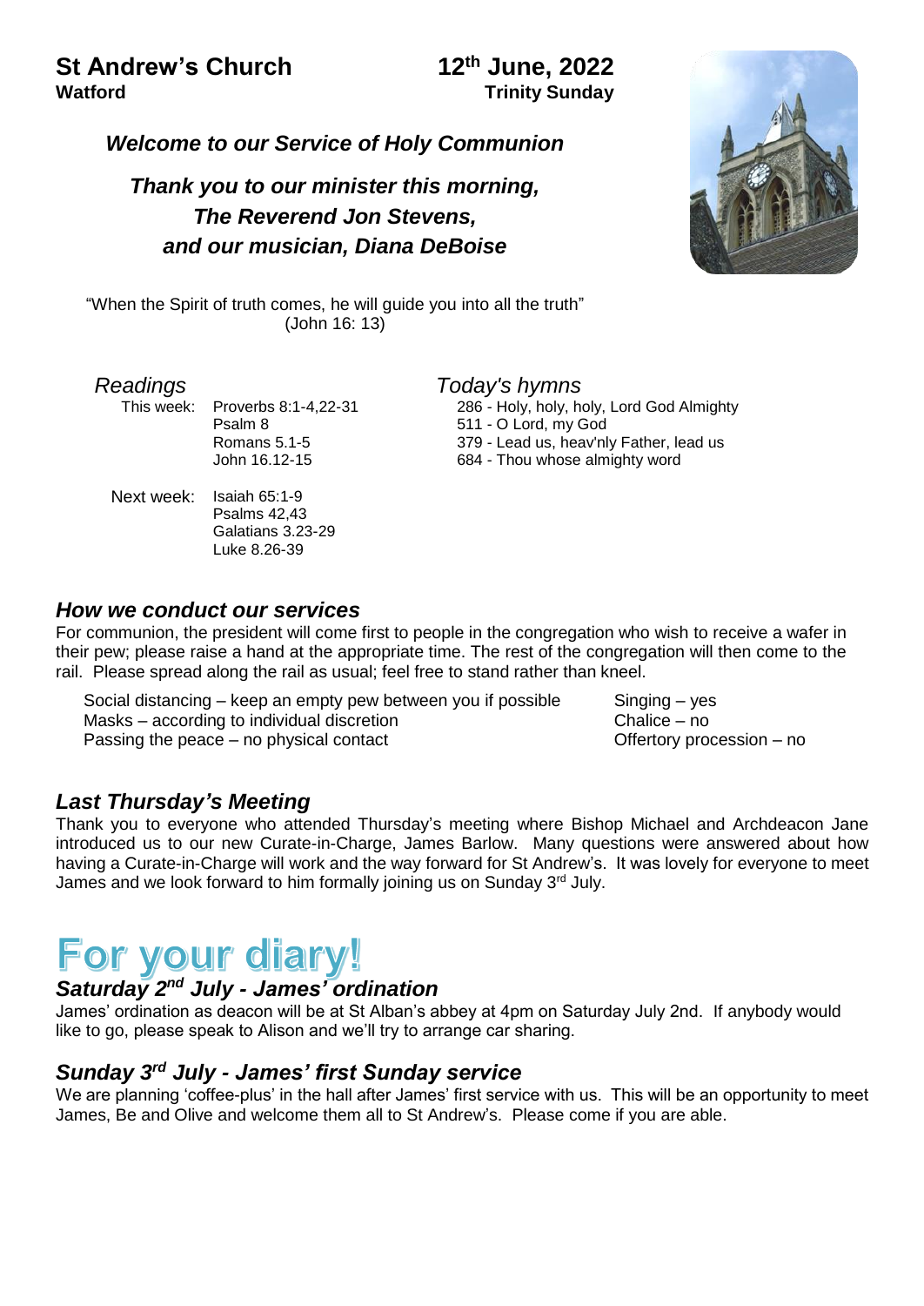# St Andrew's Church

**Watford**

## 12th June, 2022

**Trinity Sunday**

***Welcome to our Service of Holy Communion***

***Thank you to our minister this morning,***
***The Reverend Jon Stevens,***
***and our musician, Diana DeBoise***

"When the Spirit of truth comes, he will guide you into all the truth"
(John 16: 13)

### *Readings*

This week: Proverbs 8:1-4,22-31
Psalm 8
Romans 5.1-5
John 16.12-15

Next week: Isaiah 65:1-9
Psalms 42,43
Galatians 3.23-29
Luke 8.26-39

### *Today's hymns*

286 - Holy, holy, holy, Lord God Almighty
511 - O Lord, my God
379 - Lead us, heav'nly Father, lead us
684 - Thou whose almighty word

## *How we conduct our services*

For communion, the president will come first to people in the congregation who wish to receive a wafer in their pew; please raise a hand at the appropriate time. The rest of the congregation will then come to the rail. Please spread along the rail as usual; feel free to stand rather than kneel.

Social distancing – keep an empty pew between you if possible
Masks – according to individual discretion
Passing the peace – no physical contact

Singing – yes
Chalice – no
Offertory procession – no

## *Last Thursday's Meeting*

Thank you to everyone who attended Thursday's meeting where Bishop Michael and Archdeacon Jane introduced us to our new Curate-in-Charge, James Barlow. Many questions were answered about how having a Curate-in-Charge will work and the way forward for St Andrew's. It was lovely for everyone to meet James and we look forward to him formally joining us on Sunday 3rd July.

# For your diary!

## *Saturday 2nd July - James' ordination*

James' ordination as deacon will be at St Alban's abbey at 4pm on Saturday July 2nd. If anybody would like to go, please speak to Alison and we'll try to arrange car sharing.

## *Sunday 3rd July - James' first Sunday service*

We are planning 'coffee-plus' in the hall after James' first service with us. This will be an opportunity to meet James, Be and Olive and welcome them all to St Andrew's. Please come if you are able.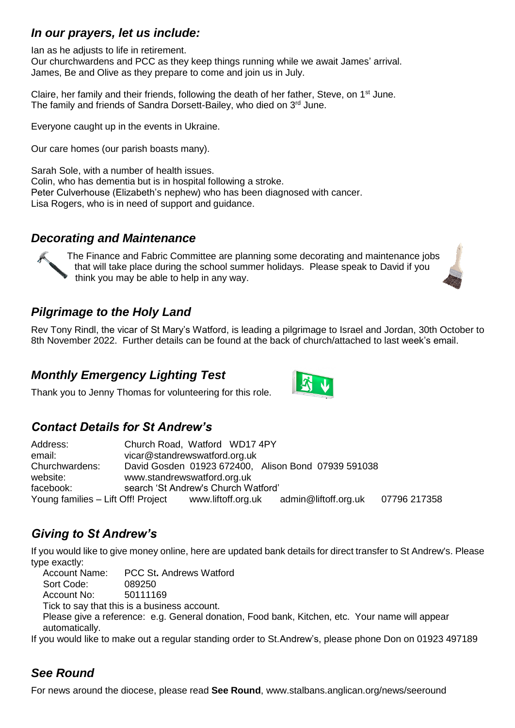## *In our prayers, let us include:*

Ian as he adjusts to life in retirement.
Our churchwardens and PCC as they keep things running while we await James' arrival.
James, Be and Olive as they prepare to come and join us in July.

Claire, her family and their friends, following the death of her father, Steve, on 1st June.
The family and friends of Sandra Dorsett-Bailey, who died on 3rd June.

Everyone caught up in the events in Ukraine.

Our care homes (our parish boasts many).

Sarah Sole, with a number of health issues.
Colin, who has dementia but is in hospital following a stroke.
Peter Culverhouse (Elizabeth's nephew) who has been diagnosed with cancer.
Lisa Rogers, who is in need of support and guidance.

## *Decorating and Maintenance*

The Finance and Fabric Committee are planning some decorating and maintenance jobs that will take place during the school summer holidays. Please speak to David if you think you may be able to help in any way.

## *Pilgrimage to the Holy Land*

Rev Tony Rindl, the vicar of St Mary's Watford, is leading a pilgrimage to Israel and Jordan, 30th October to 8th November 2022. Further details can be found at the back of church/attached to last week's email.

## *Monthly Emergency Lighting Test*

Thank you to Jenny Thomas for volunteering for this role.

## *Contact Details for St Andrew's*

| | |
|---|---|
| Address: | Church Road, Watford WD17 4PY |
| email: | vicar@standrewswatford.org.uk |
| Churchwardens: | David Gosden 01923 672400, Alison Bond 07939 591038 |
| website: | www.standrewswatford.org.uk |
| facebook: | search 'St Andrew's Church Watford' |

Young families – Lift Off! Project www.liftoff.org.uk admin@liftoff.org.uk 07796 217358

## *Giving to St Andrew's*

If you would like to give money online, here are updated bank details for direct transfer to St Andrew's. Please type exactly:

Account Name: PCC St**.** Andrews Watford
Sort Code: 089250
Account No: 50111169
Tick to say that this is a business account.
Please give a reference: e.g. General donation, Food bank, Kitchen, etc. Your name will appear automatically.

If you would like to make out a regular standing order to St.Andrew's, please phone Don on 01923 497189

## *See Round*

For news around the diocese, please read **See Round**, www.stalbans.anglican.org/news/seeround